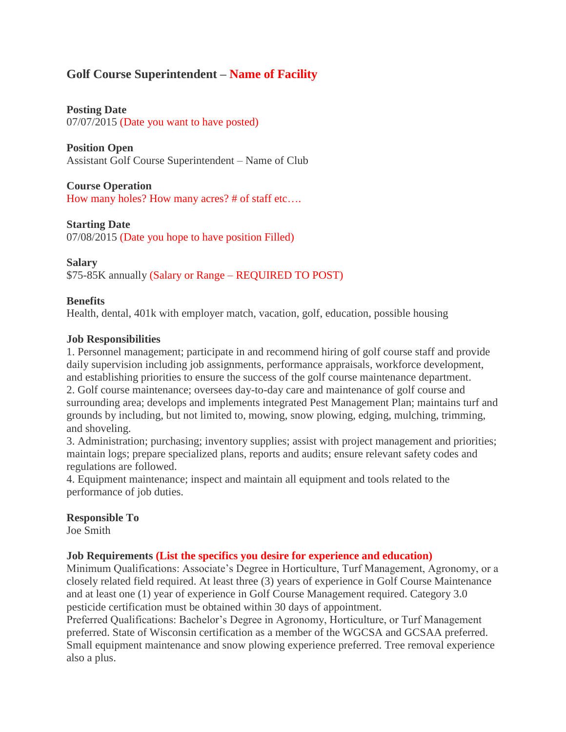# Golf Course Superintendent – Name of Facility

**Posting Date**
07/07/2015 (Date you want to have posted)

**Position Open**
Assistant Golf Course Superintendent – Name of Club

**Course Operation**
How many holes? How many acres? # of staff etc….

**Starting Date**
07/08/2015 (Date you hope to have position Filled)

**Salary**
$75-85K annually (Salary or Range – REQUIRED TO POST)

**Benefits**
Health, dental, 401k with employer match, vacation, golf, education, possible housing

**Job Responsibilities**
1. Personnel management; participate in and recommend hiring of golf course staff and provide daily supervision including job assignments, performance appraisals, workforce development, and establishing priorities to ensure the success of the golf course maintenance department.
2. Golf course maintenance; oversees day-to-day care and maintenance of golf course and surrounding area; develops and implements integrated Pest Management Plan; maintains turf and grounds by including, but not limited to, mowing, snow plowing, edging, mulching, trimming, and shoveling.
3. Administration; purchasing; inventory supplies; assist with project management and priorities; maintain logs; prepare specialized plans, reports and audits; ensure relevant safety codes and regulations are followed.
4. Equipment maintenance; inspect and maintain all equipment and tools related to the performance of job duties.

**Responsible To**
Joe Smith

**Job Requirements (List the specifics you desire for experience and education)**
Minimum Qualifications: Associate's Degree in Horticulture, Turf Management, Agronomy, or a closely related field required. At least three (3) years of experience in Golf Course Maintenance and at least one (1) year of experience in Golf Course Management required. Category 3.0 pesticide certification must be obtained within 30 days of appointment.
Preferred Qualifications: Bachelor's Degree in Agronomy, Horticulture, or Turf Management preferred. State of Wisconsin certification as a member of the WGCSA and GCSAA preferred. Small equipment maintenance and snow plowing experience preferred. Tree removal experience also a plus.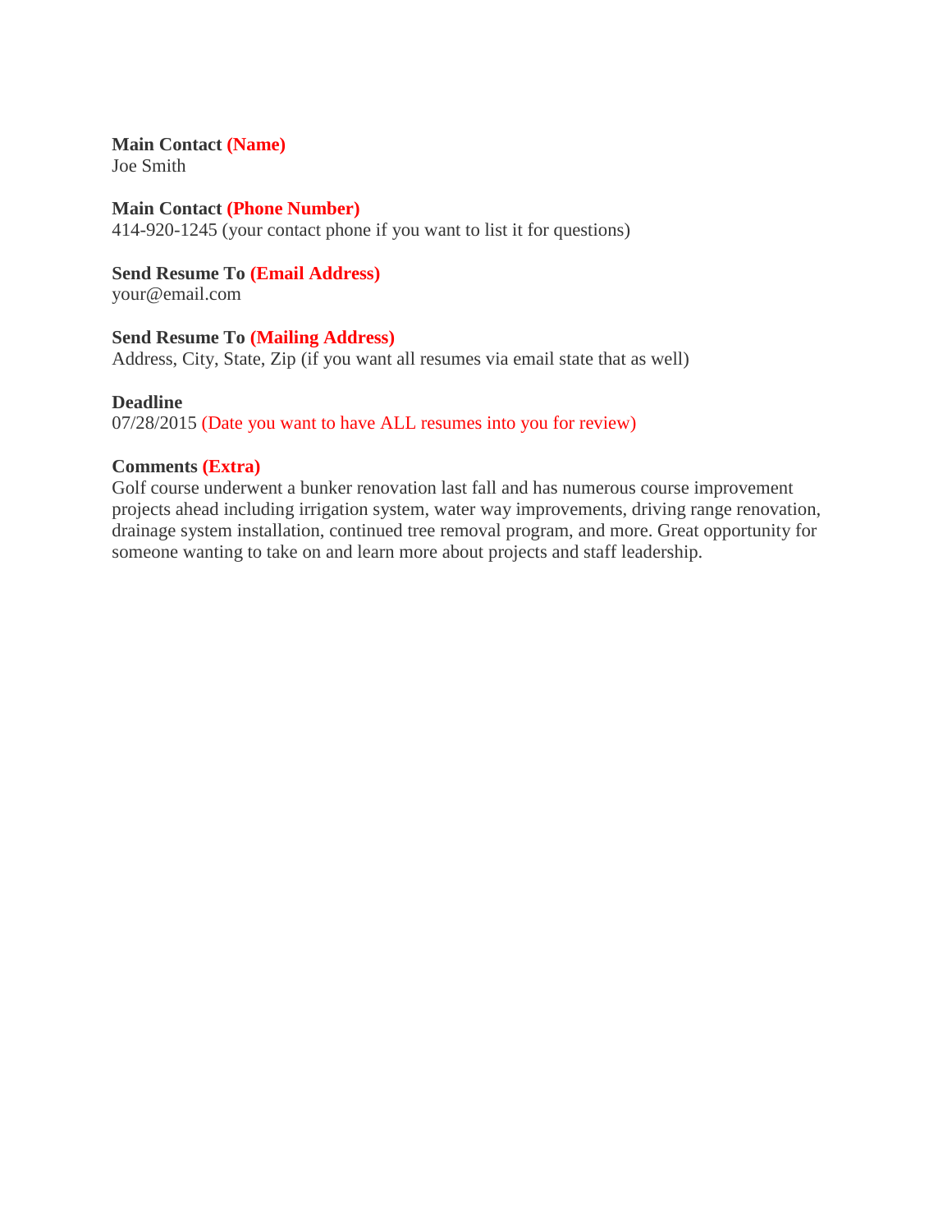**Main Contact (Name)**
Joe Smith

**Main Contact (Phone Number)**
414-920-1245 (your contact phone if you want to list it for questions)

**Send Resume To (Email Address)**
your@email.com

**Send Resume To (Mailing Address)**
Address, City, State, Zip (if you want all resumes via email state that as well)

**Deadline**
07/28/2015 (Date you want to have ALL resumes into you for review)

**Comments (Extra)**
Golf course underwent a bunker renovation last fall and has numerous course improvement projects ahead including irrigation system, water way improvements, driving range renovation, drainage system installation, continued tree removal program, and more. Great opportunity for someone wanting to take on and learn more about projects and staff leadership.